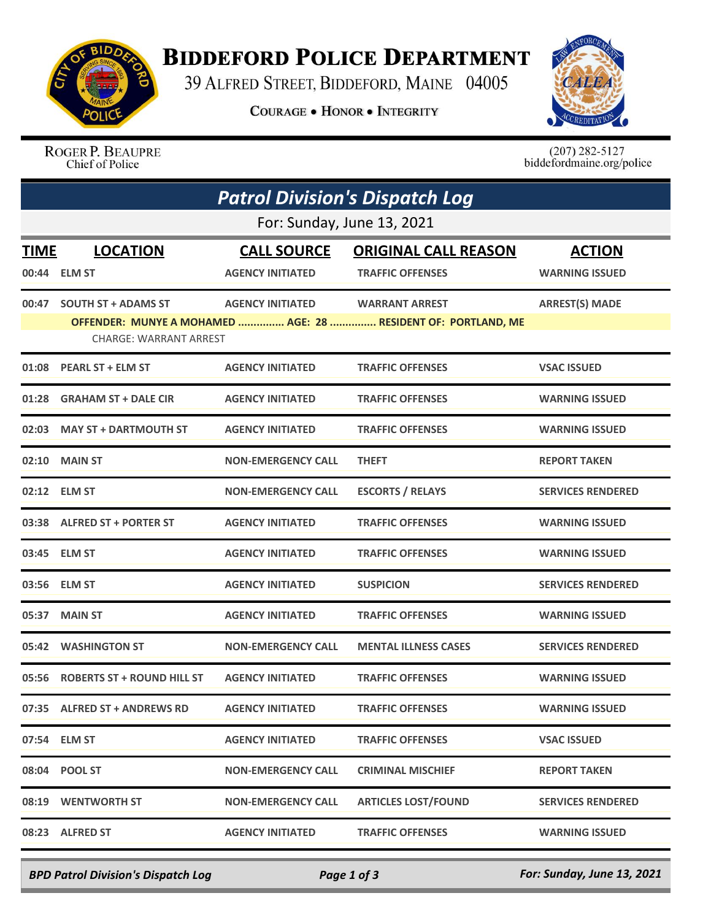# BIDDEFORD POLICE DEPARTMENT

39 ALFRED STREET, BIDDEFORD, MAINE 04005

COURAGE • HONOR • INTEGRITY

ROGER P. BEAUPRE
Chief of Police

(207) 282-5127
biddefordmaine.org/police

## Patrol Division's Dispatch Log

For: Sunday, June 13, 2021

| TIME | LOCATION | CALL SOURCE | ORIGINAL CALL REASON | ACTION |
|---|---|---|---|---|
| 00:44 | ELM ST | AGENCY INITIATED | TRAFFIC OFFENSES | WARNING ISSUED |
| 00:47 | SOUTH ST + ADAMS ST | AGENCY INITIATED | WARRANT ARREST | ARREST(S) MADE |
| | OFFENDER: MUNYE A MOHAMED ............... AGE: 28 ............... RESIDENT OF: PORTLAND, ME | | | |
| | CHARGE: WARRANT ARREST | | | |
| 01:08 | PEARL ST + ELM ST | AGENCY INITIATED | TRAFFIC OFFENSES | VSAC ISSUED |
| 01:28 | GRAHAM ST + DALE CIR | AGENCY INITIATED | TRAFFIC OFFENSES | WARNING ISSUED |
| 02:03 | MAY ST + DARTMOUTH ST | AGENCY INITIATED | TRAFFIC OFFENSES | WARNING ISSUED |
| 02:10 | MAIN ST | NON-EMERGENCY CALL | THEFT | REPORT TAKEN |
| 02:12 | ELM ST | NON-EMERGENCY CALL | ESCORTS / RELAYS | SERVICES RENDERED |
| 03:38 | ALFRED ST + PORTER ST | AGENCY INITIATED | TRAFFIC OFFENSES | WARNING ISSUED |
| 03:45 | ELM ST | AGENCY INITIATED | TRAFFIC OFFENSES | WARNING ISSUED |
| 03:56 | ELM ST | AGENCY INITIATED | SUSPICION | SERVICES RENDERED |
| 05:37 | MAIN ST | AGENCY INITIATED | TRAFFIC OFFENSES | WARNING ISSUED |
| 05:42 | WASHINGTON ST | NON-EMERGENCY CALL | MENTAL ILLNESS CASES | SERVICES RENDERED |
| 05:56 | ROBERTS ST + ROUND HILL ST | AGENCY INITIATED | TRAFFIC OFFENSES | WARNING ISSUED |
| 07:35 | ALFRED ST + ANDREWS RD | AGENCY INITIATED | TRAFFIC OFFENSES | WARNING ISSUED |
| 07:54 | ELM ST | AGENCY INITIATED | TRAFFIC OFFENSES | VSAC ISSUED |
| 08:04 | POOL ST | NON-EMERGENCY CALL | CRIMINAL MISCHIEF | REPORT TAKEN |
| 08:19 | WENTWORTH ST | NON-EMERGENCY CALL | ARTICLES LOST/FOUND | SERVICES RENDERED |
| 08:23 | ALFRED ST | AGENCY INITIATED | TRAFFIC OFFENSES | WARNING ISSUED |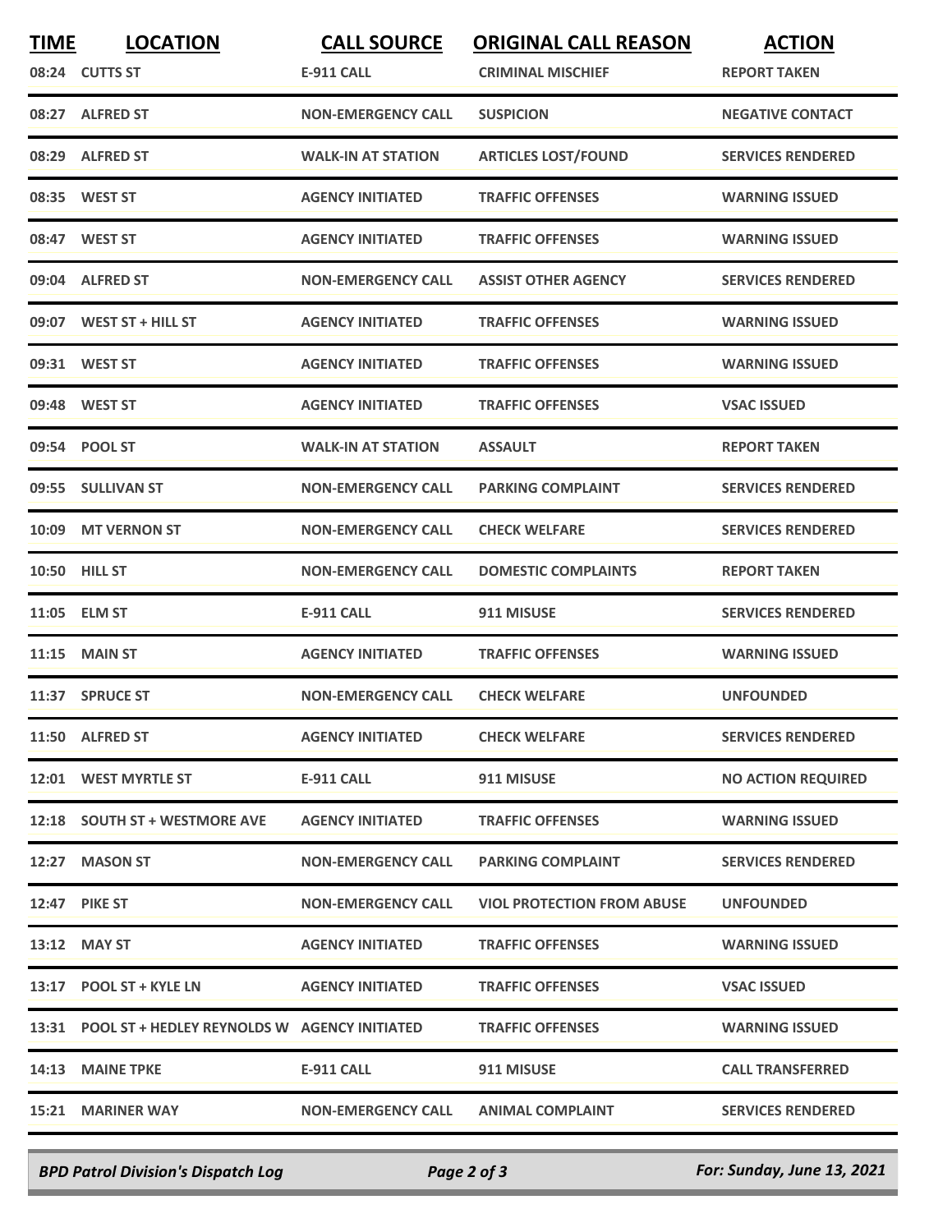| TIME | LOCATION | CALL SOURCE | ORIGINAL CALL REASON | ACTION |
|---|---|---|---|---|
| 08:24 | CUTTS ST | E-911 CALL | CRIMINAL MISCHIEF | REPORT TAKEN |
| 08:27 | ALFRED ST | NON-EMERGENCY CALL | SUSPICION | NEGATIVE CONTACT |
| 08:29 | ALFRED ST | WALK-IN AT STATION | ARTICLES LOST/FOUND | SERVICES RENDERED |
| 08:35 | WEST ST | AGENCY INITIATED | TRAFFIC OFFENSES | WARNING ISSUED |
| 08:47 | WEST ST | AGENCY INITIATED | TRAFFIC OFFENSES | WARNING ISSUED |
| 09:04 | ALFRED ST | NON-EMERGENCY CALL | ASSIST OTHER AGENCY | SERVICES RENDERED |
| 09:07 | WEST ST + HILL ST | AGENCY INITIATED | TRAFFIC OFFENSES | WARNING ISSUED |
| 09:31 | WEST ST | AGENCY INITIATED | TRAFFIC OFFENSES | WARNING ISSUED |
| 09:48 | WEST ST | AGENCY INITIATED | TRAFFIC OFFENSES | VSAC ISSUED |
| 09:54 | POOL ST | WALK-IN AT STATION | ASSAULT | REPORT TAKEN |
| 09:55 | SULLIVAN ST | NON-EMERGENCY CALL | PARKING COMPLAINT | SERVICES RENDERED |
| 10:09 | MT VERNON ST | NON-EMERGENCY CALL | CHECK WELFARE | SERVICES RENDERED |
| 10:50 | HILL ST | NON-EMERGENCY CALL | DOMESTIC COMPLAINTS | REPORT TAKEN |
| 11:05 | ELM ST | E-911 CALL | 911 MISUSE | SERVICES RENDERED |
| 11:15 | MAIN ST | AGENCY INITIATED | TRAFFIC OFFENSES | WARNING ISSUED |
| 11:37 | SPRUCE ST | NON-EMERGENCY CALL | CHECK WELFARE | UNFOUNDED |
| 11:50 | ALFRED ST | AGENCY INITIATED | CHECK WELFARE | SERVICES RENDERED |
| 12:01 | WEST MYRTLE ST | E-911 CALL | 911 MISUSE | NO ACTION REQUIRED |
| 12:18 | SOUTH ST + WESTMORE AVE | AGENCY INITIATED | TRAFFIC OFFENSES | WARNING ISSUED |
| 12:27 | MASON ST | NON-EMERGENCY CALL | PARKING COMPLAINT | SERVICES RENDERED |
| 12:47 | PIKE ST | NON-EMERGENCY CALL | VIOL PROTECTION FROM ABUSE | UNFOUNDED |
| 13:12 | MAY ST | AGENCY INITIATED | TRAFFIC OFFENSES | WARNING ISSUED |
| 13:17 | POOL ST + KYLE LN | AGENCY INITIATED | TRAFFIC OFFENSES | VSAC ISSUED |
| 13:31 | POOL ST + HEDLEY REYNOLDS W | AGENCY INITIATED | TRAFFIC OFFENSES | WARNING ISSUED |
| 14:13 | MAINE TPKE | E-911 CALL | 911 MISUSE | CALL TRANSFERRED |
| 15:21 | MARINER WAY | NON-EMERGENCY CALL | ANIMAL COMPLAINT | SERVICES RENDERED |

*BPD Patrol Division's Dispatch Log* — *For: Sunday, June 13, 2021*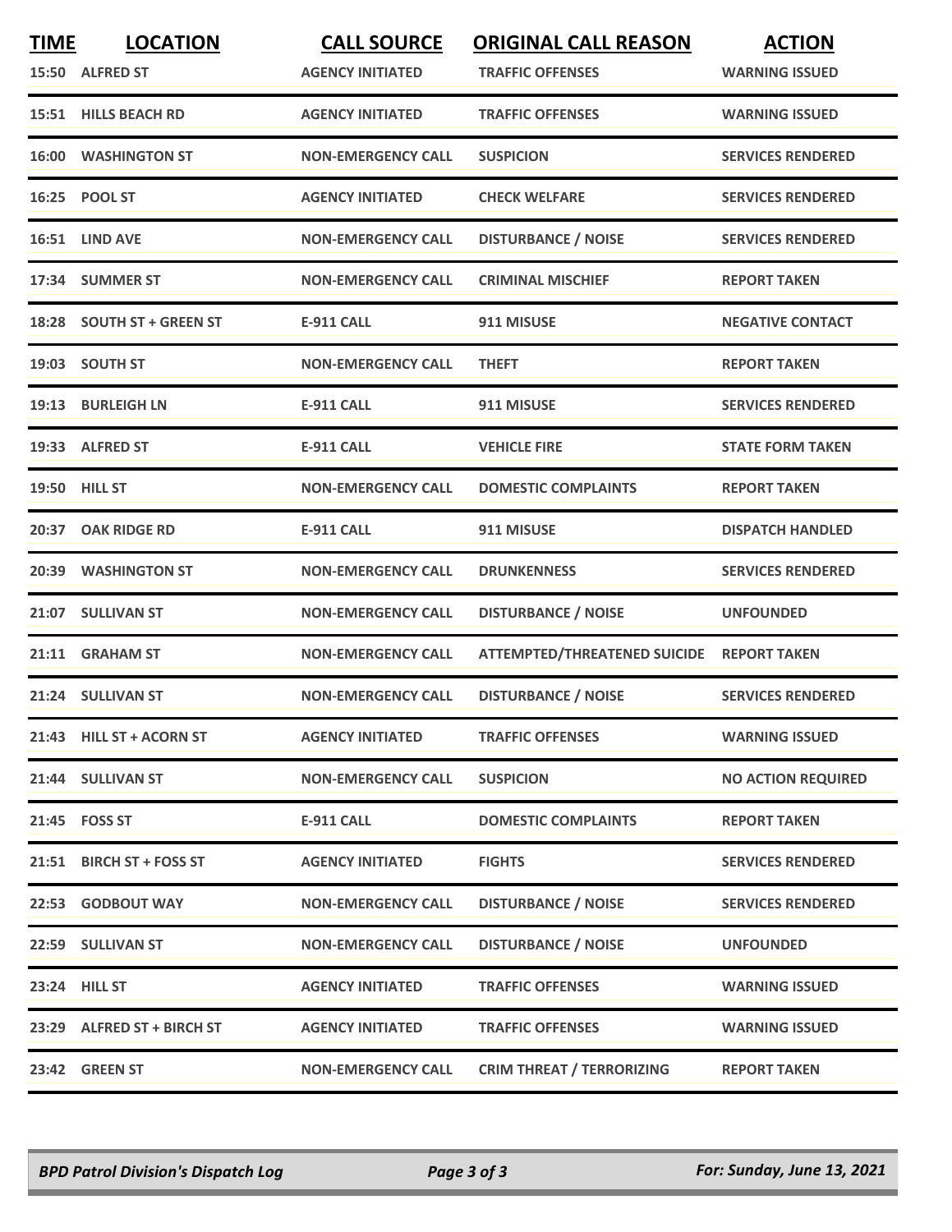| TIME | LOCATION | CALL SOURCE | ORIGINAL CALL REASON | ACTION |
| --- | --- | --- | --- | --- |
| 15:50 | ALFRED ST | AGENCY INITIATED | TRAFFIC OFFENSES | WARNING ISSUED |
| 15:51 | HILLS BEACH RD | AGENCY INITIATED | TRAFFIC OFFENSES | WARNING ISSUED |
| 16:00 | WASHINGTON ST | NON-EMERGENCY CALL | SUSPICION | SERVICES RENDERED |
| 16:25 | POOL ST | AGENCY INITIATED | CHECK WELFARE | SERVICES RENDERED |
| 16:51 | LIND AVE | NON-EMERGENCY CALL | DISTURBANCE / NOISE | SERVICES RENDERED |
| 17:34 | SUMMER ST | NON-EMERGENCY CALL | CRIMINAL MISCHIEF | REPORT TAKEN |
| 18:28 | SOUTH ST + GREEN ST | E-911 CALL | 911 MISUSE | NEGATIVE CONTACT |
| 19:03 | SOUTH ST | NON-EMERGENCY CALL | THEFT | REPORT TAKEN |
| 19:13 | BURLEIGH LN | E-911 CALL | 911 MISUSE | SERVICES RENDERED |
| 19:33 | ALFRED ST | E-911 CALL | VEHICLE FIRE | STATE FORM TAKEN |
| 19:50 | HILL ST | NON-EMERGENCY CALL | DOMESTIC COMPLAINTS | REPORT TAKEN |
| 20:37 | OAK RIDGE RD | E-911 CALL | 911 MISUSE | DISPATCH HANDLED |
| 20:39 | WASHINGTON ST | NON-EMERGENCY CALL | DRUNKENNESS | SERVICES RENDERED |
| 21:07 | SULLIVAN ST | NON-EMERGENCY CALL | DISTURBANCE / NOISE | UNFOUNDED |
| 21:11 | GRAHAM ST | NON-EMERGENCY CALL | ATTEMPTED/THREATENED SUICIDE | REPORT TAKEN |
| 21:24 | SULLIVAN ST | NON-EMERGENCY CALL | DISTURBANCE / NOISE | SERVICES RENDERED |
| 21:43 | HILL ST + ACORN ST | AGENCY INITIATED | TRAFFIC OFFENSES | WARNING ISSUED |
| 21:44 | SULLIVAN ST | NON-EMERGENCY CALL | SUSPICION | NO ACTION REQUIRED |
| 21:45 | FOSS ST | E-911 CALL | DOMESTIC COMPLAINTS | REPORT TAKEN |
| 21:51 | BIRCH ST + FOSS ST | AGENCY INITIATED | FIGHTS | SERVICES RENDERED |
| 22:53 | GODBOUT WAY | NON-EMERGENCY CALL | DISTURBANCE / NOISE | SERVICES RENDERED |
| 22:59 | SULLIVAN ST | NON-EMERGENCY CALL | DISTURBANCE / NOISE | UNFOUNDED |
| 23:24 | HILL ST | AGENCY INITIATED | TRAFFIC OFFENSES | WARNING ISSUED |
| 23:29 | ALFRED ST + BIRCH ST | AGENCY INITIATED | TRAFFIC OFFENSES | WARNING ISSUED |
| 23:42 | GREEN ST | NON-EMERGENCY CALL | CRIM THREAT / TERRORIZING | REPORT TAKEN |